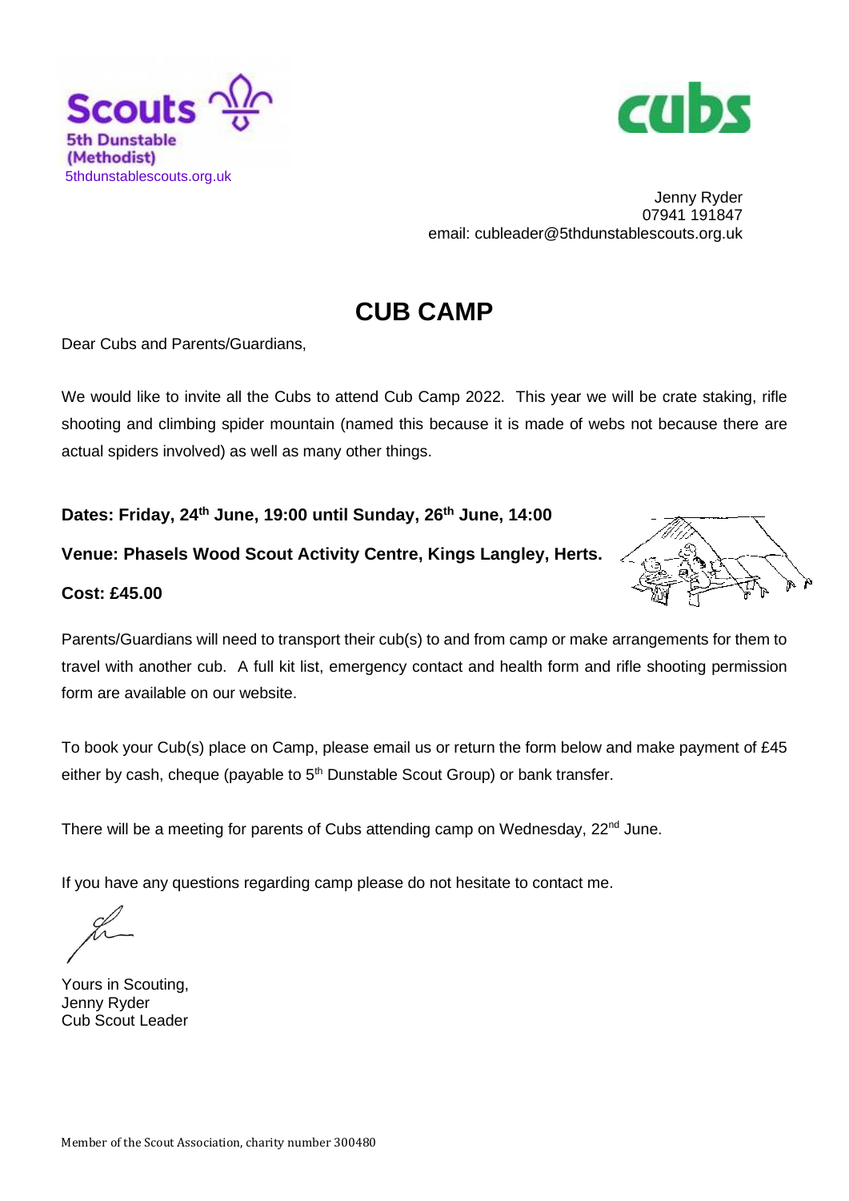Scouts
5th Dunstable
(Methodist)
5thdunstablescouts.org.uk

cubs

Jenny Ryder
07941 191847
email: cubleader@5thdunstablescouts.org.uk

# CUB CAMP

Dear Cubs and Parents/Guardians,

We would like to invite all the Cubs to attend Cub Camp 2022. This year we will be crate staking, rifle shooting and climbing spider mountain (named this because it is made of webs not because there are actual spiders involved) as well as many other things.

**Dates: Friday, 24th June, 19:00 until Sunday, 26th June, 14:00**

**Venue: Phasels Wood Scout Activity Centre, Kings Langley, Herts.**

**Cost: £45.00**

Parents/Guardians will need to transport their cub(s) to and from camp or make arrangements for them to travel with another cub. A full kit list, emergency contact and health form and rifle shooting permission form are available on our website.

To book your Cub(s) place on Camp, please email us or return the form below and make payment of £45 either by cash, cheque (payable to 5th Dunstable Scout Group) or bank transfer.

There will be a meeting for parents of Cubs attending camp on Wednesday, 22nd June.

If you have any questions regarding camp please do not hesitate to contact me.

Yours in Scouting,
Jenny Ryder
Cub Scout Leader

Member of the Scout Association, charity number 300480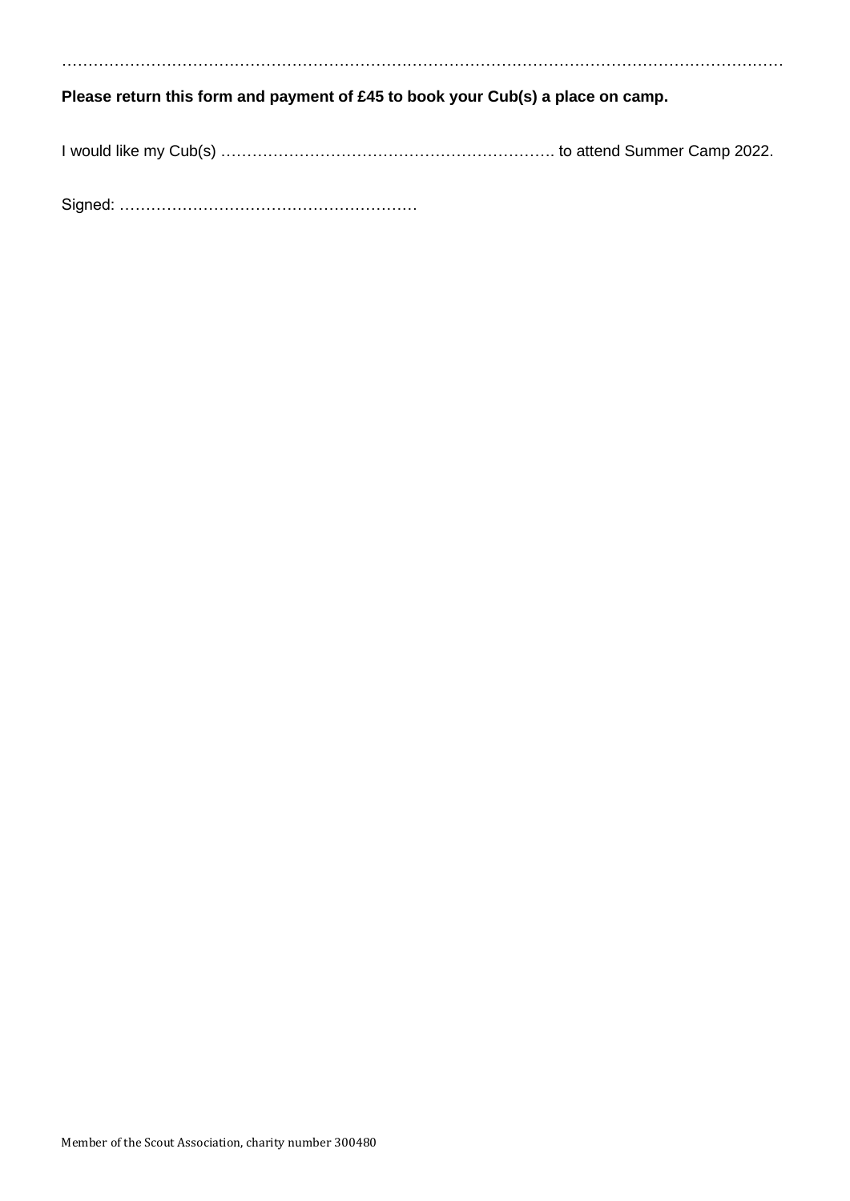………………………………………………………………………………………………………………………………………

**Please return this form and payment of £45 to book your Cub(s) a place on camp.**

I would like my Cub(s) ………………………………………………………. to attend Summer Camp 2022.

Signed: …………………………………………………

Member of the Scout Association, charity number 300480